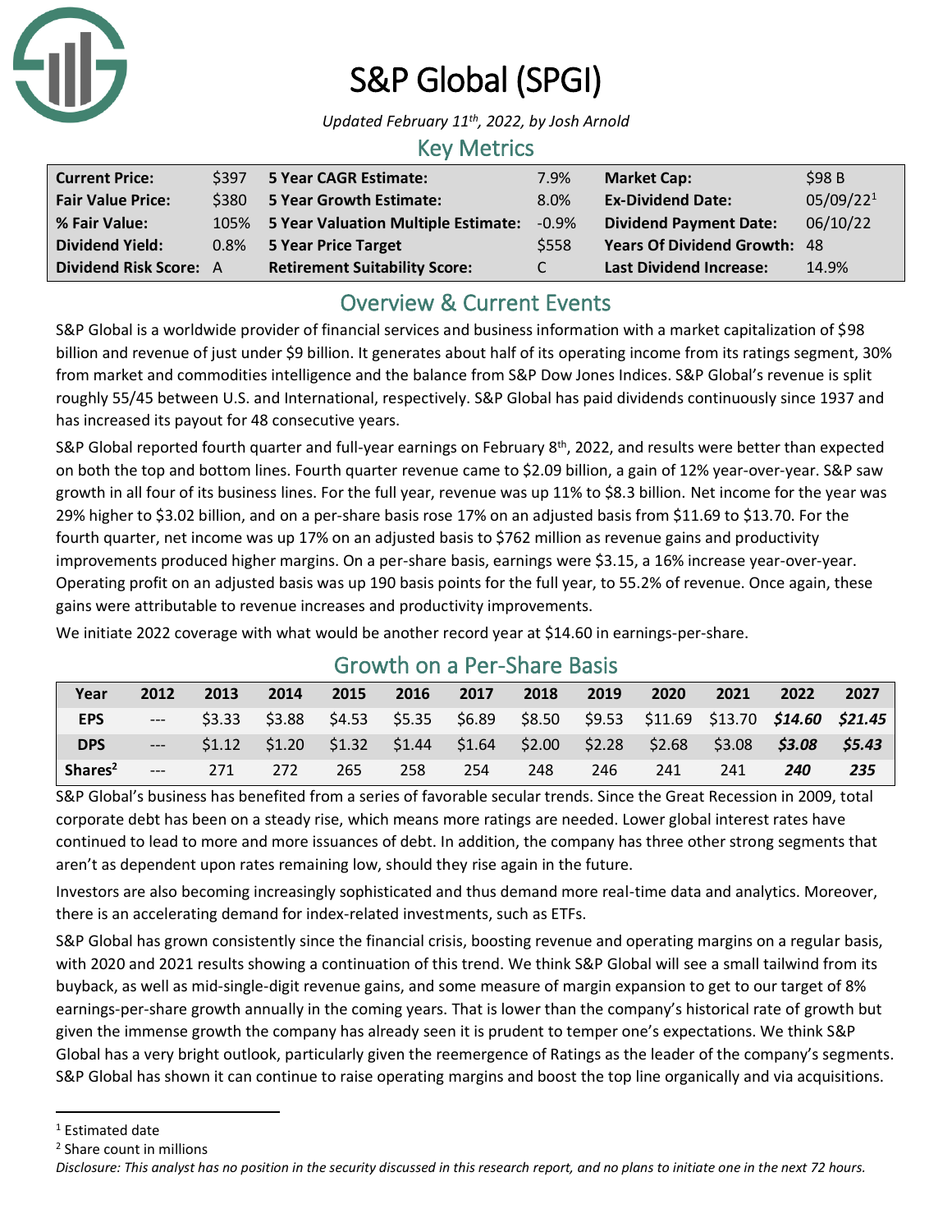# S&P Global (SPGI)

*Updated February 11th, 2022, by Josh Arnold*

## Key Metrics

| | | | | | |
|---|---|---|---|---|---|
| **Current Price:** | $397 | **5 Year CAGR Estimate:** | 7.9% | **Market Cap:** | $98 B |
| **Fair Value Price:** | $380 | **5 Year Growth Estimate:** | 8.0% | **Ex-Dividend Date:** | 05/09/22[1] |
| **% Fair Value:** | 105% | **5 Year Valuation Multiple Estimate:** | -0.9% | **Dividend Payment Date:** | 06/10/22 |
| **Dividend Yield:** | 0.8% | **5 Year Price Target** | $558 | **Years Of Dividend Growth:** | 48 |
| **Dividend Risk Score:** | A | **Retirement Suitability Score:** | C | **Last Dividend Increase:** | 14.9% |

## Overview & Current Events

S&P Global is a worldwide provider of financial services and business information with a market capitalization of $98 billion and revenue of just under $9 billion. It generates about half of its operating income from its ratings segment, 30% from market and commodities intelligence and the balance from S&P Dow Jones Indices. S&P Global's revenue is split roughly 55/45 between U.S. and International, respectively. S&P Global has paid dividends continuously since 1937 and has increased its payout for 48 consecutive years.

S&P Global reported fourth quarter and full-year earnings on February 8th, 2022, and results were better than expected on both the top and bottom lines. Fourth quarter revenue came to $2.09 billion, a gain of 12% year-over-year. S&P saw growth in all four of its business lines. For the full year, revenue was up 11% to $8.3 billion. Net income for the year was 29% higher to $3.02 billion, and on a per-share basis rose 17% on an adjusted basis from $11.69 to $13.70. For the fourth quarter, net income was up 17% on an adjusted basis to $762 million as revenue gains and productivity improvements produced higher margins. On a per-share basis, earnings were $3.15, a 16% increase year-over-year. Operating profit on an adjusted basis was up 190 basis points for the full year, to 55.2% of revenue. Once again, these gains were attributable to revenue increases and productivity improvements.

We initiate 2022 coverage with what would be another record year at $14.60 in earnings-per-share.

## Growth on a Per-Share Basis

| Year | 2012 | 2013 | 2014 | 2015 | 2016 | 2017 | 2018 | 2019 | 2020 | 2021 | 2022 | 2027 |
|---|---|---|---|---|---|---|---|---|---|---|---|---|
| **EPS** | --- | $3.33 | $3.88 | $4.53 | $5.35 | $6.89 | $8.50 | $9.53 | $11.69 | $13.70 | ***$14.60*** | ***$21.45*** |
| **DPS** | --- | $1.12 | $1.20 | $1.32 | $1.44 | $1.64 | $2.00 | $2.28 | $2.68 | $3.08 | ***$3.08*** | ***$5.43*** |
| **Shares[2]** | --- | 271 | 272 | 265 | 258 | 254 | 248 | 246 | 241 | 241 | ***240*** | ***235*** |

S&P Global's business has benefited from a series of favorable secular trends. Since the Great Recession in 2009, total corporate debt has been on a steady rise, which means more ratings are needed. Lower global interest rates have continued to lead to more and more issuances of debt. In addition, the company has three other strong segments that aren't as dependent upon rates remaining low, should they rise again in the future.

Investors are also becoming increasingly sophisticated and thus demand more real-time data and analytics. Moreover, there is an accelerating demand for index-related investments, such as ETFs.

S&P Global has grown consistently since the financial crisis, boosting revenue and operating margins on a regular basis, with 2020 and 2021 results showing a continuation of this trend. We think S&P Global will see a small tailwind from its buyback, as well as mid-single-digit revenue gains, and some measure of margin expansion to get to our target of 8% earnings-per-share growth annually in the coming years. That is lower than the company's historical rate of growth but given the immense growth the company has already seen it is prudent to temper one's expectations. We think S&P Global has a very bright outlook, particularly given the reemergence of Ratings as the leader of the company's segments. S&P Global has shown it can continue to raise operating margins and boost the top line organically and via acquisitions.

---

[1] Estimated date

[2] Share count in millions

*Disclosure: This analyst has no position in the security discussed in this research report, and no plans to initiate one in the next 72 hours.*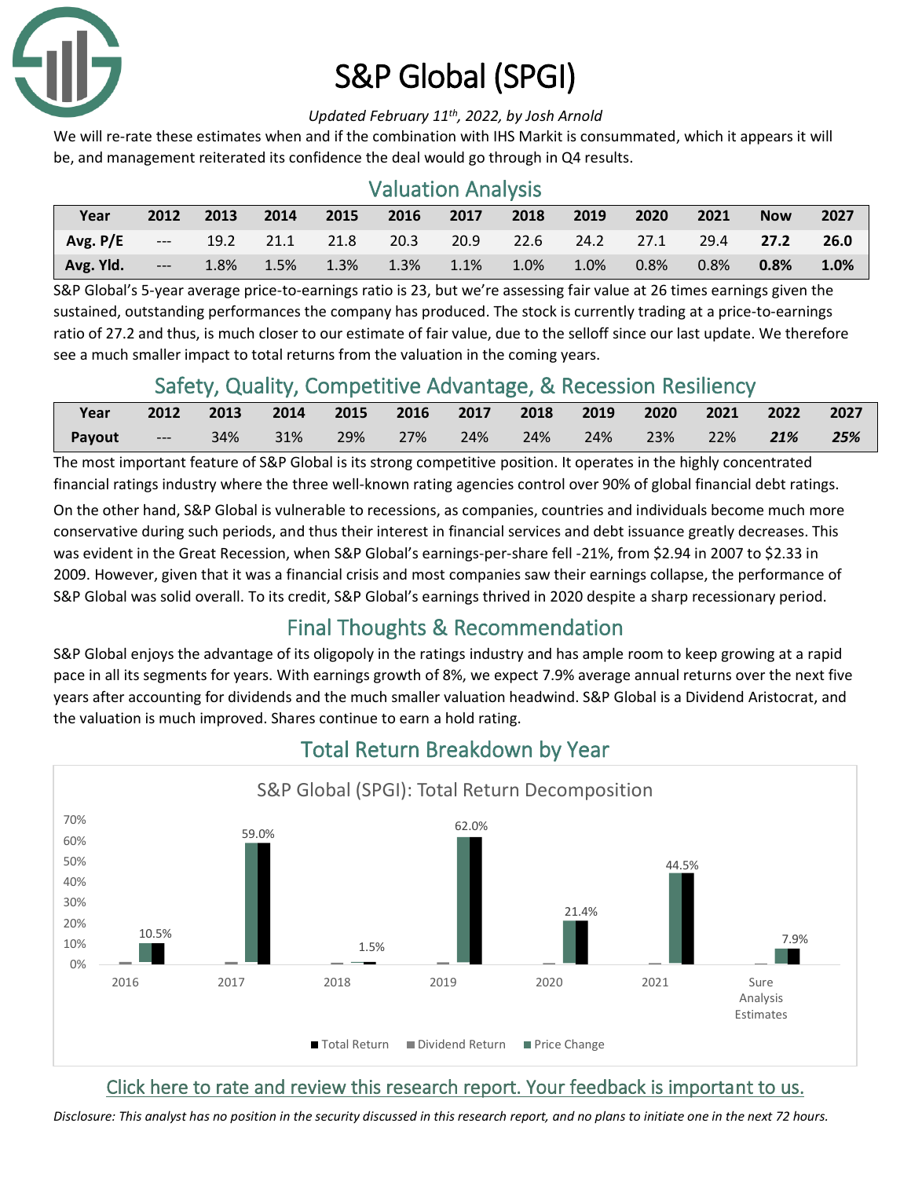# S&P Global (SPGI)

*Updated February 11th, 2022, by Josh Arnold*

We will re-rate these estimates when and if the combination with IHS Markit is consummated, which it appears it will be, and management reiterated its confidence the deal would go through in Q4 results.

## Valuation Analysis

| Year | 2012 | 2013 | 2014 | 2015 | 2016 | 2017 | 2018 | 2019 | 2020 | 2021 | Now | 2027 |
|---|---|---|---|---|---|---|---|---|---|---|---|---|
| **Avg. P/E** | --- | 19.2 | 21.1 | 21.8 | 20.3 | 20.9 | 22.6 | 24.2 | 27.1 | 29.4 | **27.2** | **26.0** |
| **Avg. Yld.** | --- | 1.8% | 1.5% | 1.3% | 1.3% | 1.1% | 1.0% | 1.0% | 0.8% | 0.8% | **0.8%** | **1.0%** |

S&P Global's 5-year average price-to-earnings ratio is 23, but we're assessing fair value at 26 times earnings given the sustained, outstanding performances the company has produced. The stock is currently trading at a price-to-earnings ratio of 27.2 and thus, is much closer to our estimate of fair value, due to the selloff since our last update. We therefore see a much smaller impact to total returns from the valuation in the coming years.

## Safety, Quality, Competitive Advantage, & Recession Resiliency

| Year | 2012 | 2013 | 2014 | 2015 | 2016 | 2017 | 2018 | 2019 | 2020 | 2021 | 2022 | 2027 |
|---|---|---|---|---|---|---|---|---|---|---|---|---|
| **Payout** | --- | 34% | 31% | 29% | 27% | 24% | 24% | 24% | 23% | 22% | ***21%*** | ***25%*** |

The most important feature of S&P Global is its strong competitive position. It operates in the highly concentrated financial ratings industry where the three well-known rating agencies control over 90% of global financial debt ratings.

On the other hand, S&P Global is vulnerable to recessions, as companies, countries and individuals become much more conservative during such periods, and thus their interest in financial services and debt issuance greatly decreases. This was evident in the Great Recession, when S&P Global's earnings-per-share fell -21%, from $2.94 in 2007 to $2.33 in 2009. However, given that it was a financial crisis and most companies saw their earnings collapse, the performance of S&P Global was solid overall. To its credit, S&P Global's earnings thrived in 2020 despite a sharp recessionary period.

## Final Thoughts & Recommendation

S&P Global enjoys the advantage of its oligopoly in the ratings industry and has ample room to keep growing at a rapid pace in all its segments for years. With earnings growth of 8%, we expect 7.9% average annual returns over the next five years after accounting for dividends and the much smaller valuation headwind. S&P Global is a Dividend Aristocrat, and the valuation is much improved. Shares continue to earn a hold rating.

## Total Return Breakdown by Year

S&P Global (SPGI): Total Return Decomposition

| Year | Total Return |
|---|---|
| 2016 | 10.5% |
| 2017 | 59.0% |
| 2018 | 1.5% |
| 2019 | 62.0% |
| 2020 | 21.4% |
| 2021 | 44.5% |
| Sure Analysis Estimates | 7.9% |

Total Return · Dividend Return · Price Change

Click here to rate and review this research report. Your feedback is important to us.

*Disclosure: This analyst has no position in the security discussed in this research report, and no plans to initiate one in the next 72 hours.*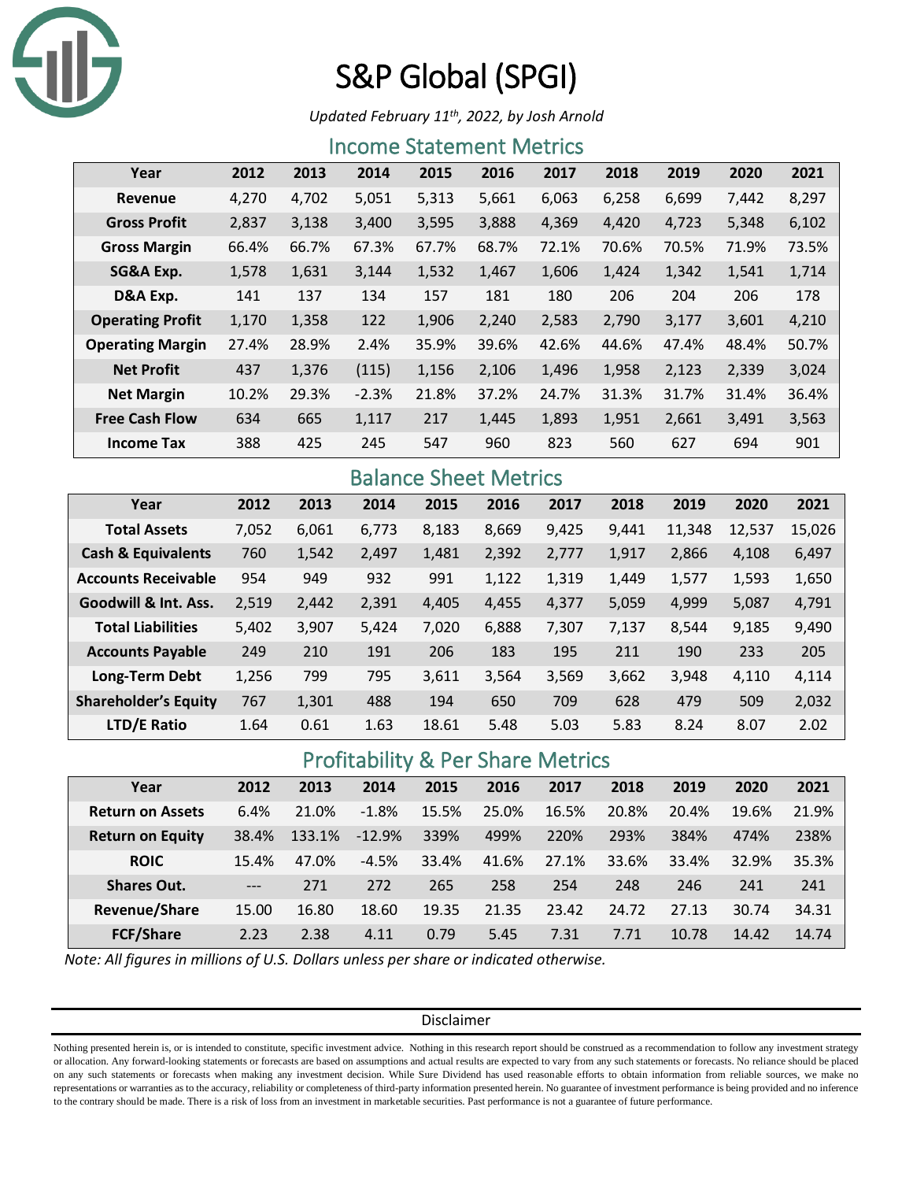# S&P Global (SPGI)

*Updated February 11th, 2022, by Josh Arnold*

## Income Statement Metrics

| Year | 2012 | 2013 | 2014 | 2015 | 2016 | 2017 | 2018 | 2019 | 2020 | 2021 |
|---|---|---|---|---|---|---|---|---|---|---|
| Revenue | 4,270 | 4,702 | 5,051 | 5,313 | 5,661 | 6,063 | 6,258 | 6,699 | 7,442 | 8,297 |
| Gross Profit | 2,837 | 3,138 | 3,400 | 3,595 | 3,888 | 4,369 | 4,420 | 4,723 | 5,348 | 6,102 |
| Gross Margin | 66.4% | 66.7% | 67.3% | 67.7% | 68.7% | 72.1% | 70.6% | 70.5% | 71.9% | 73.5% |
| SG&A Exp. | 1,578 | 1,631 | 3,144 | 1,532 | 1,467 | 1,606 | 1,424 | 1,342 | 1,541 | 1,714 |
| D&A Exp. | 141 | 137 | 134 | 157 | 181 | 180 | 206 | 204 | 206 | 178 |
| Operating Profit | 1,170 | 1,358 | 122 | 1,906 | 2,240 | 2,583 | 2,790 | 3,177 | 3,601 | 4,210 |
| Operating Margin | 27.4% | 28.9% | 2.4% | 35.9% | 39.6% | 42.6% | 44.6% | 47.4% | 48.4% | 50.7% |
| Net Profit | 437 | 1,376 | (115) | 1,156 | 2,106 | 1,496 | 1,958 | 2,123 | 2,339 | 3,024 |
| Net Margin | 10.2% | 29.3% | -2.3% | 21.8% | 37.2% | 24.7% | 31.3% | 31.7% | 31.4% | 36.4% |
| Free Cash Flow | 634 | 665 | 1,117 | 217 | 1,445 | 1,893 | 1,951 | 2,661 | 3,491 | 3,563 |
| Income Tax | 388 | 425 | 245 | 547 | 960 | 823 | 560 | 627 | 694 | 901 |

## Balance Sheet Metrics

| Year | 2012 | 2013 | 2014 | 2015 | 2016 | 2017 | 2018 | 2019 | 2020 | 2021 |
|---|---|---|---|---|---|---|---|---|---|---|
| Total Assets | 7,052 | 6,061 | 6,773 | 8,183 | 8,669 | 9,425 | 9,441 | 11,348 | 12,537 | 15,026 |
| Cash & Equivalents | 760 | 1,542 | 2,497 | 1,481 | 2,392 | 2,777 | 1,917 | 2,866 | 4,108 | 6,497 |
| Accounts Receivable | 954 | 949 | 932 | 991 | 1,122 | 1,319 | 1,449 | 1,577 | 1,593 | 1,650 |
| Goodwill & Int. Ass. | 2,519 | 2,442 | 2,391 | 4,405 | 4,455 | 4,377 | 5,059 | 4,999 | 5,087 | 4,791 |
| Total Liabilities | 5,402 | 3,907 | 5,424 | 7,020 | 6,888 | 7,307 | 7,137 | 8,544 | 9,185 | 9,490 |
| Accounts Payable | 249 | 210 | 191 | 206 | 183 | 195 | 211 | 190 | 233 | 205 |
| Long-Term Debt | 1,256 | 799 | 795 | 3,611 | 3,564 | 3,569 | 3,662 | 3,948 | 4,110 | 4,114 |
| Shareholder's Equity | 767 | 1,301 | 488 | 194 | 650 | 709 | 628 | 479 | 509 | 2,032 |
| LTD/E Ratio | 1.64 | 0.61 | 1.63 | 18.61 | 5.48 | 5.03 | 5.83 | 8.24 | 8.07 | 2.02 |

## Profitability & Per Share Metrics

| Year | 2012 | 2013 | 2014 | 2015 | 2016 | 2017 | 2018 | 2019 | 2020 | 2021 |
|---|---|---|---|---|---|---|---|---|---|---|
| Return on Assets | 6.4% | 21.0% | -1.8% | 15.5% | 25.0% | 16.5% | 20.8% | 20.4% | 19.6% | 21.9% |
| Return on Equity | 38.4% | 133.1% | -12.9% | 339% | 499% | 220% | 293% | 384% | 474% | 238% |
| ROIC | 15.4% | 47.0% | -4.5% | 33.4% | 41.6% | 27.1% | 33.6% | 33.4% | 32.9% | 35.3% |
| Shares Out. | --- | 271 | 272 | 265 | 258 | 254 | 248 | 246 | 241 | 241 |
| Revenue/Share | 15.00 | 16.80 | 18.60 | 19.35 | 21.35 | 23.42 | 24.72 | 27.13 | 30.74 | 34.31 |
| FCF/Share | 2.23 | 2.38 | 4.11 | 0.79 | 5.45 | 7.31 | 7.71 | 10.78 | 14.42 | 14.74 |

*Note: All figures in millions of U.S. Dollars unless per share or indicated otherwise.*

---

Disclaimer

Nothing presented herein is, or is intended to constitute, specific investment advice. Nothing in this research report should be construed as a recommendation to follow any investment strategy or allocation. Any forward-looking statements or forecasts are based on assumptions and actual results are expected to vary from any such statements or forecasts. No reliance should be placed on any such statements or forecasts when making any investment decision. While Sure Dividend has used reasonable efforts to obtain information from reliable sources, we make no representations or warranties as to the accuracy, reliability or completeness of third-party information presented herein. No guarantee of investment performance is being provided and no inference to the contrary should be made. There is a risk of loss from an investment in marketable securities. Past performance is not a guarantee of future performance.